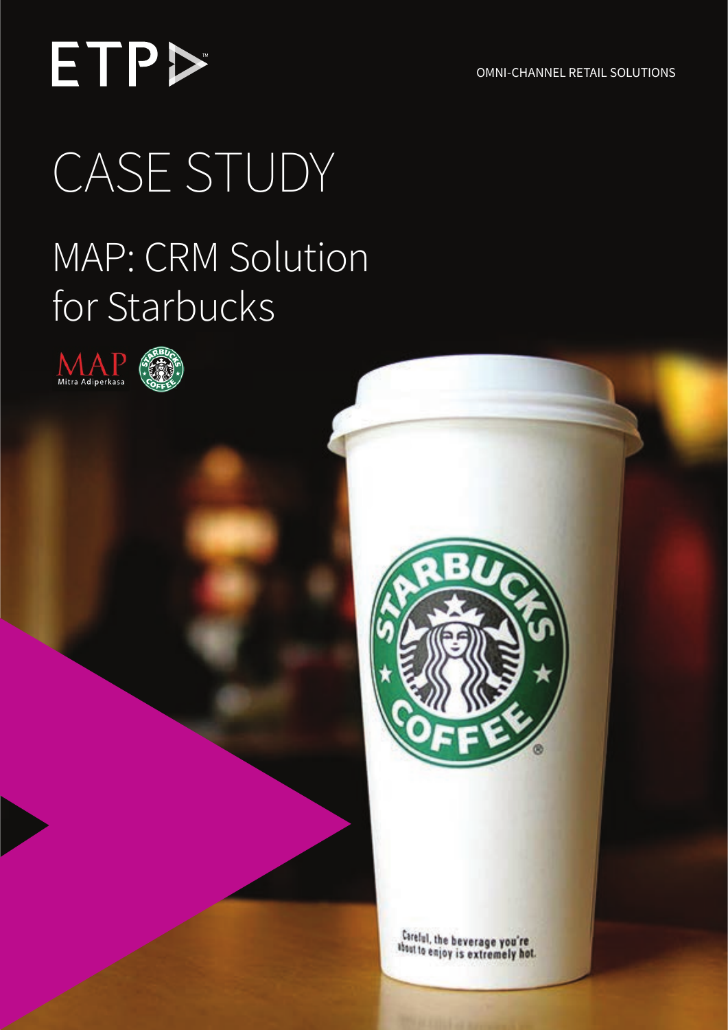ETP

OMNI-CHANNEL RETAIL SOLUTIONS

# CASE STUDY

## MAP: CRM Solution for Starbucks

MAP Mitra Adiperkasa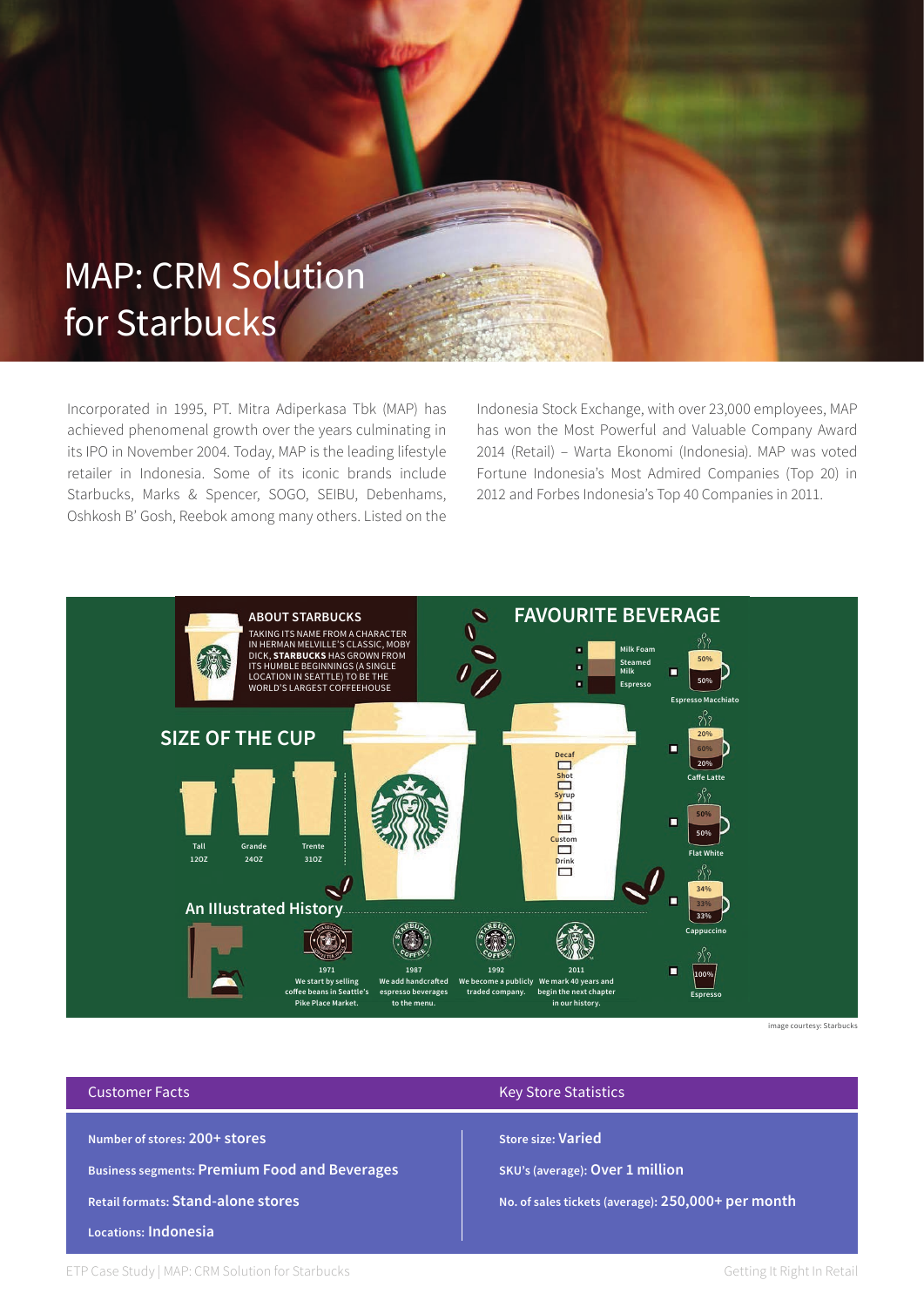# MAP: CRM Solution for Starbucks

Incorporated in 1995, PT. Mitra Adiperkasa Tbk (MAP) has achieved phenomenal growth over the years culminating in its IPO in November 2004. Today, MAP is the leading lifestyle retailer in Indonesia. Some of its iconic brands include Starbucks, Marks & Spencer, SOGO, SEIBU, Debenhams, Oshkosh B' Gosh, Reebok among many others. Listed on the Indonesia Stock Exchange, with over 23,000 employees, MAP has won the Most Powerful and Valuable Company Award 2014 (Retail) – Warta Ekonomi (Indonesia). MAP was voted Fortune Indonesia's Most Admired Companies (Top 20) in 2012 and Forbes Indonesia's Top 40 Companies in 2011.

**ABOUT STARBUCKS**

TAKING ITS NAME FROM A CHARACTER IN HERMAN MELVILLE'S CLASSIC, MOBY DICK, **STARBUCKS** HAS GROWN FROM ITS HUMBLE BEGINNINGS (A SINGLE LOCATION IN SEATTLE) TO BE THE WORLD'S LARGEST COFFEEHOUSE

**SIZE OF THE CUP**

- Tall 12OZ
- Grande 24OZ
- Trente 31OZ

Decaf, Shot, Syrup, Milk, Custom, Drink

**FAVOURITE BEVERAGE**

Milk Foam, Steamed Milk, Espresso

- Espresso Macchiato: 50%, 50%
- Caffe Latte: 20%, 60%, 20%
- Flat White: 50%, 50%
- Cappuccino: 34%, 33%, 33%
- Espresso: 100%

**An Illustrated History**

- 1971: We start by selling coffee beans in Seattle's Pike Place Market.
- 1987: We add handcrafted espresso beverages to the menu.
- 1992: We become a publicly traded company.
- 2011: We mark 40 years and begin the next chapter in our history.

image courtesy: Starbucks

| Customer Facts | Key Store Statistics |
|---|---|
| Number of stores: **200+ stores** | Store size: **Varied** |
| Business segments: **Premium Food and Beverages** | SKU's (average): **Over 1 million** |
| Retail formats: **Stand-alone stores** | No. of sales tickets (average): **250,000+ per month** |
| Locations: **Indonesia** | |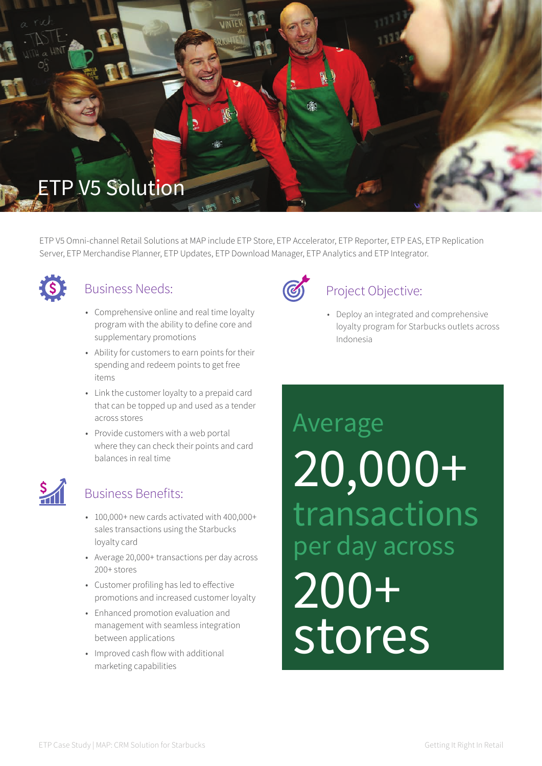# ETP V5 Solution

ETP V5 Omni-channel Retail Solutions at MAP include ETP Store, ETP Accelerator, ETP Reporter, ETP EAS, ETP Replication Server, ETP Merchandise Planner, ETP Updates, ETP Download Manager, ETP Analytics and ETP Integrator.

## Business Needs:

- Comprehensive online and real time loyalty program with the ability to define core and supplementary promotions
- Ability for customers to earn points for their spending and redeem points to get free items
- Link the customer loyalty to a prepaid card that can be topped up and used as a tender across stores
- Provide customers with a web portal where they can check their points and card balances in real time

## Business Benefits:

- 100,000+ new cards activated with 400,000+ sales transactions using the Starbucks loyalty card
- Average 20,000+ transactions per day across 200+ stores
- Customer profiling has led to effective promotions and increased customer loyalty
- Enhanced promotion evaluation and management with seamless integration between applications
- Improved cash flow with additional marketing capabilities

## Project Objective:

- Deploy an integrated and comprehensive loyalty program for Starbucks outlets across Indonesia

Average **20,000+** transactions per day across **200+ stores**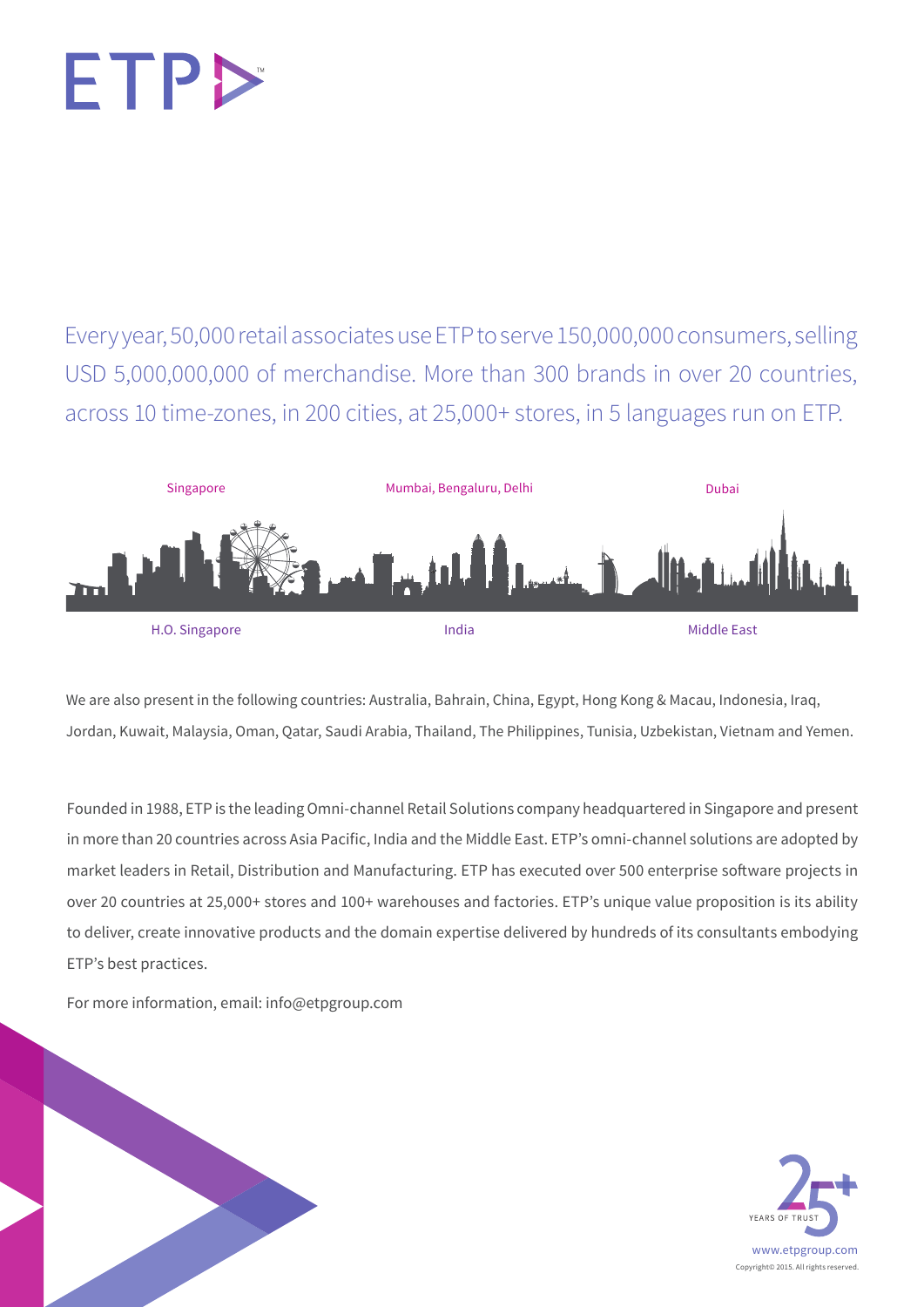# ETP

Every year, 50,000 retail associates use ETP to serve 150,000,000 consumers, selling USD 5,000,000,000 of merchandise. More than 300 brands in over 20 countries, across 10 time-zones, in 200 cities, at 25,000+ stores, in 5 languages run on ETP.

Singapore

Mumbai, Bengaluru, Delhi

Dubai

H.O. Singapore

India

Middle East

We are also present in the following countries: Australia, Bahrain, China, Egypt, Hong Kong & Macau, Indonesia, Iraq, Jordan, Kuwait, Malaysia, Oman, Qatar, Saudi Arabia, Thailand, The Philippines, Tunisia, Uzbekistan, Vietnam and Yemen.

Founded in 1988, ETP is the leading Omni-channel Retail Solutions company headquartered in Singapore and present in more than 20 countries across Asia Pacific, India and the Middle East. ETP's omni-channel solutions are adopted by market leaders in Retail, Distribution and Manufacturing. ETP has executed over 500 enterprise software projects in over 20 countries at 25,000+ stores and 100+ warehouses and factories. ETP's unique value proposition is its ability to deliver, create innovative products and the domain expertise delivered by hundreds of its consultants embodying ETP's best practices.

For more information, email: info@etpgroup.com

25+ YEARS OF TRUST

www.etpgroup.com

Copyright© 2015. All rights reserved.